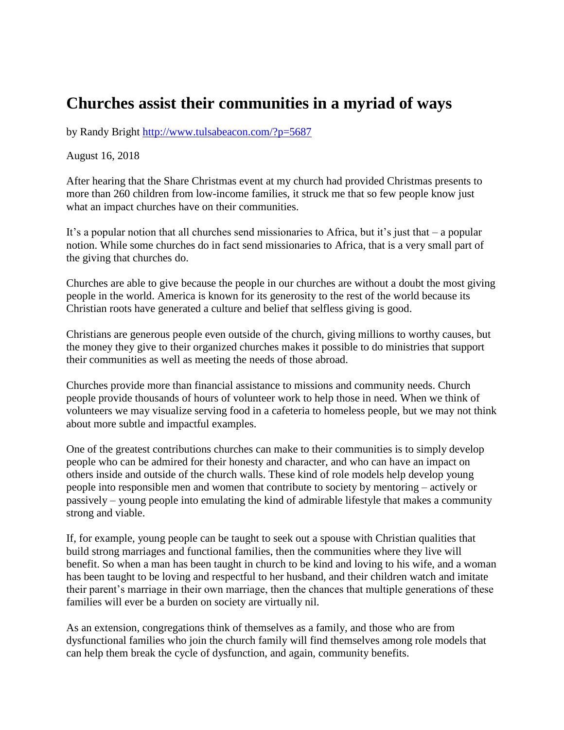# Churches assist their communities in a myriad of ways

by Randy Bright http://www.tulsabeacon.com/?p=5687

August 16, 2018

After hearing that the Share Christmas event at my church had provided Christmas presents to more than 260 children from low-income families, it struck me that so few people know just what an impact churches have on their communities.

It's a popular notion that all churches send missionaries to Africa, but it's just that – a popular notion. While some churches do in fact send missionaries to Africa, that is a very small part of the giving that churches do.

Churches are able to give because the people in our churches are without a doubt the most giving people in the world. America is known for its generosity to the rest of the world because its Christian roots have generated a culture and belief that selfless giving is good.

Christians are generous people even outside of the church, giving millions to worthy causes, but the money they give to their organized churches makes it possible to do ministries that support their communities as well as meeting the needs of those abroad.

Churches provide more than financial assistance to missions and community needs. Church people provide thousands of hours of volunteer work to help those in need. When we think of volunteers we may visualize serving food in a cafeteria to homeless people, but we may not think about more subtle and impactful examples.

One of the greatest contributions churches can make to their communities is to simply develop people who can be admired for their honesty and character, and who can have an impact on others inside and outside of the church walls. These kind of role models help develop young people into responsible men and women that contribute to society by mentoring – actively or passively – young people into emulating the kind of admirable lifestyle that makes a community strong and viable.

If, for example, young people can be taught to seek out a spouse with Christian qualities that build strong marriages and functional families, then the communities where they live will benefit. So when a man has been taught in church to be kind and loving to his wife, and a woman has been taught to be loving and respectful to her husband, and their children watch and imitate their parent's marriage in their own marriage, then the chances that multiple generations of these families will ever be a burden on society are virtually nil.

As an extension, congregations think of themselves as a family, and those who are from dysfunctional families who join the church family will find themselves among role models that can help them break the cycle of dysfunction, and again, community benefits.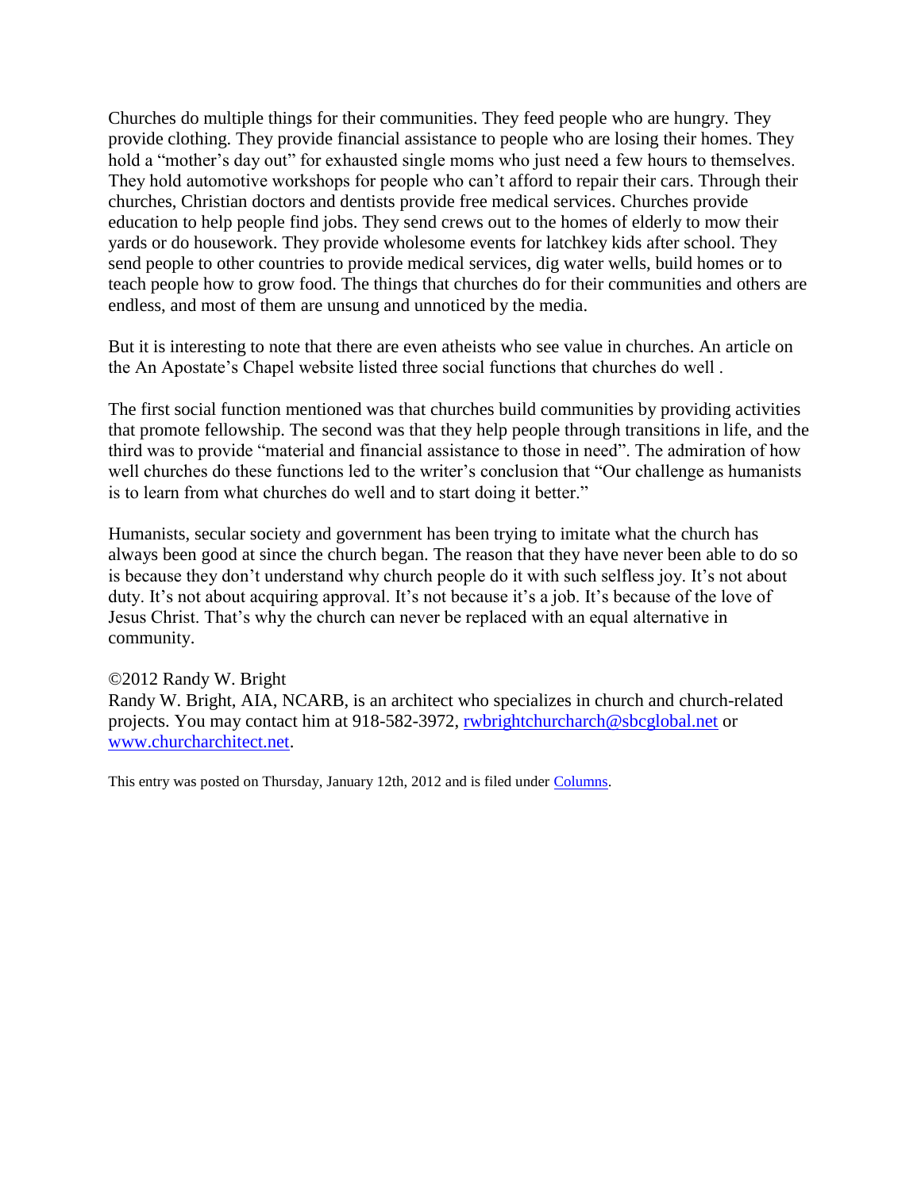Churches do multiple things for their communities. They feed people who are hungry. They provide clothing. They provide financial assistance to people who are losing their homes. They hold a "mother's day out" for exhausted single moms who just need a few hours to themselves. They hold automotive workshops for people who can't afford to repair their cars. Through their churches, Christian doctors and dentists provide free medical services. Churches provide education to help people find jobs. They send crews out to the homes of elderly to mow their yards or do housework. They provide wholesome events for latchkey kids after school. They send people to other countries to provide medical services, dig water wells, build homes or to teach people how to grow food. The things that churches do for their communities and others are endless, and most of them are unsung and unnoticed by the media.

But it is interesting to note that there are even atheists who see value in churches. An article on the An Apostate's Chapel website listed three social functions that churches do well .

The first social function mentioned was that churches build communities by providing activities that promote fellowship. The second was that they help people through transitions in life, and the third was to provide "material and financial assistance to those in need". The admiration of how well churches do these functions led to the writer's conclusion that "Our challenge as humanists is to learn from what churches do well and to start doing it better."

Humanists, secular society and government has been trying to imitate what the church has always been good at since the church began. The reason that they have never been able to do so is because they don't understand why church people do it with such selfless joy. It's not about duty. It's not about acquiring approval. It's not because it's a job. It's because of the love of Jesus Christ. That's why the church can never be replaced with an equal alternative in community.

©2012 Randy W. Bright
Randy W. Bright, AIA, NCARB, is an architect who specializes in church and church-related projects. You may contact him at 918-582-3972, [rwbrightchurcharch@sbcglobal.net](mailto:rwbrightchurcharch@sbcglobal.net) or [www.churcharchitect.net](http://www.churcharchitect.net).

This entry was posted on Thursday, January 12th, 2012 and is filed under Columns.